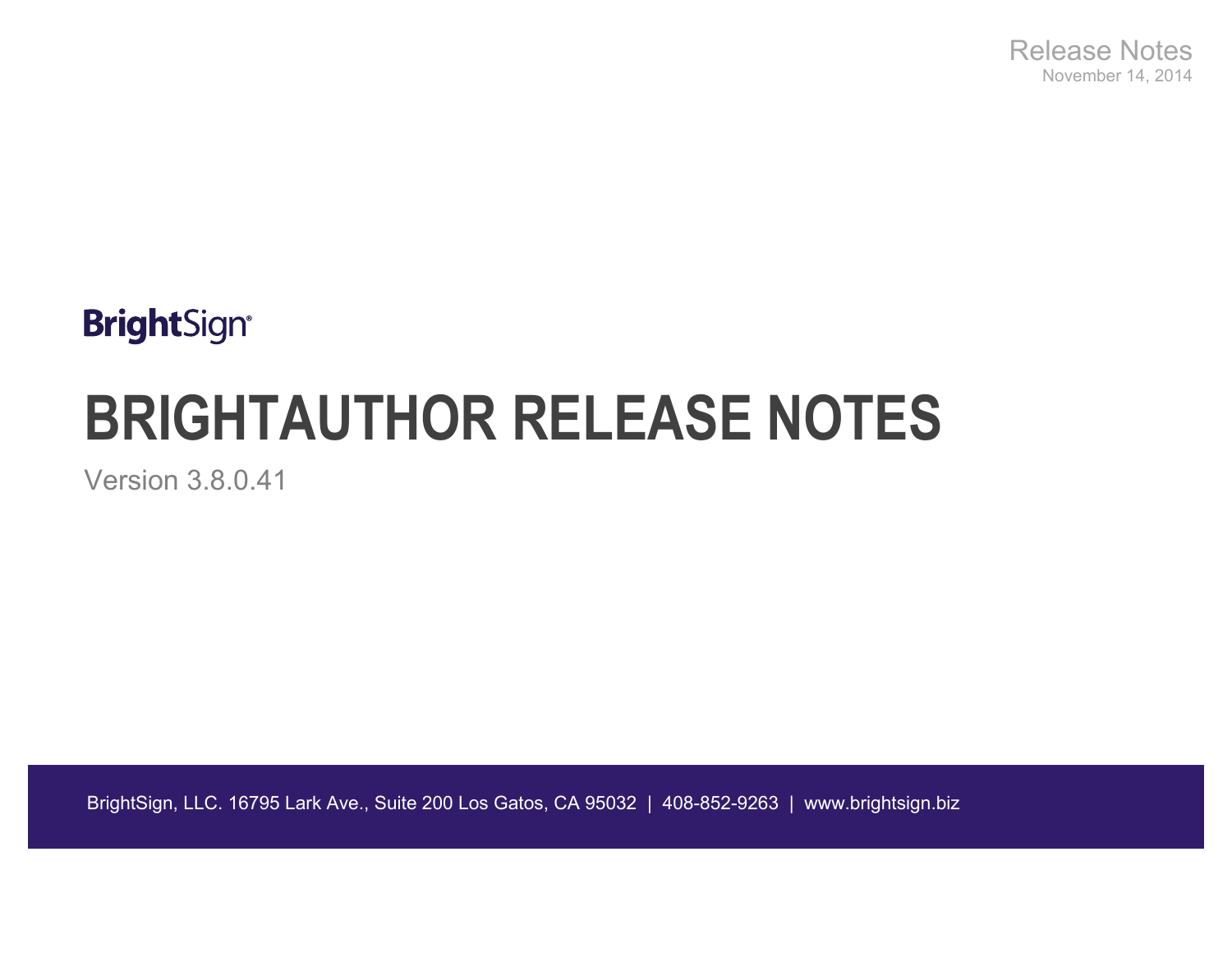Release Notes
November 14, 2014

BrightSign®

# BRIGHTAUTHOR RELEASE NOTES

Version 3.8.0.41

BrightSign, LLC. 16795 Lark Ave., Suite 200 Los Gatos, CA 95032 | 408-852-9263 | www.brightsign.biz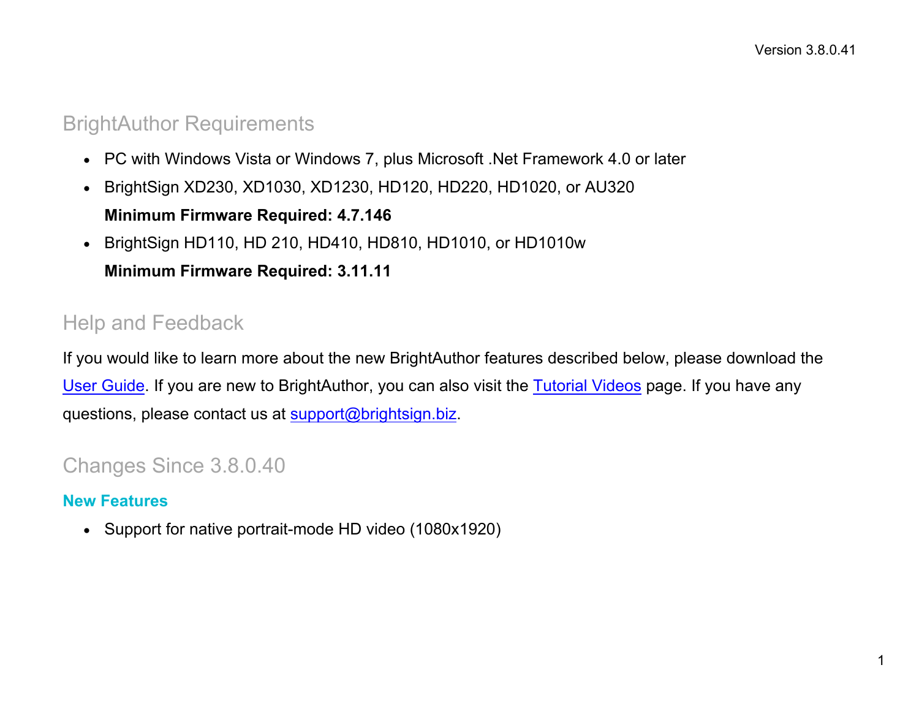Version 3.8.0.41

## BrightAuthor Requirements

- PC with Windows Vista or Windows 7, plus Microsoft .Net Framework 4.0 or later
- BrightSign XD230, XD1030, XD1230, HD120, HD220, HD1020, or AU320

  **Minimum Firmware Required: 4.7.146**
- BrightSign HD110, HD 210, HD410, HD810, HD1010, or HD1010w

  **Minimum Firmware Required: 3.11.11**

## Help and Feedback

If you would like to learn more about the new BrightAuthor features described below, please download the User Guide. If you are new to BrightAuthor, you can also visit the Tutorial Videos page. If you have any questions, please contact us at support@brightsign.biz.

## Changes Since 3.8.0.40

### New Features

- Support for native portrait-mode HD video (1080x1920)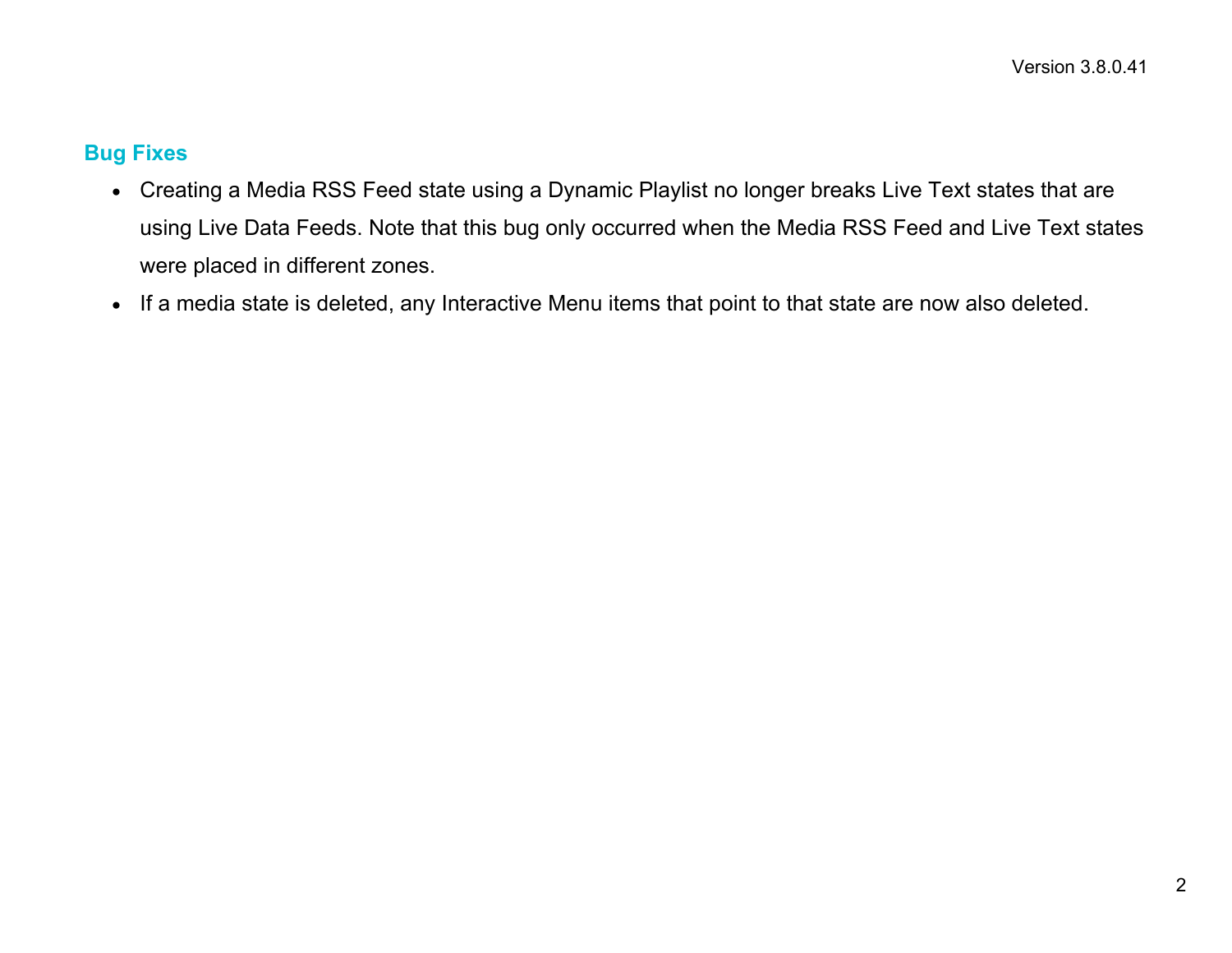## Bug Fixes

- Creating a Media RSS Feed state using a Dynamic Playlist no longer breaks Live Text states that are using Live Data Feeds. Note that this bug only occurred when the Media RSS Feed and Live Text states were placed in different zones.
- If a media state is deleted, any Interactive Menu items that point to that state are now also deleted.